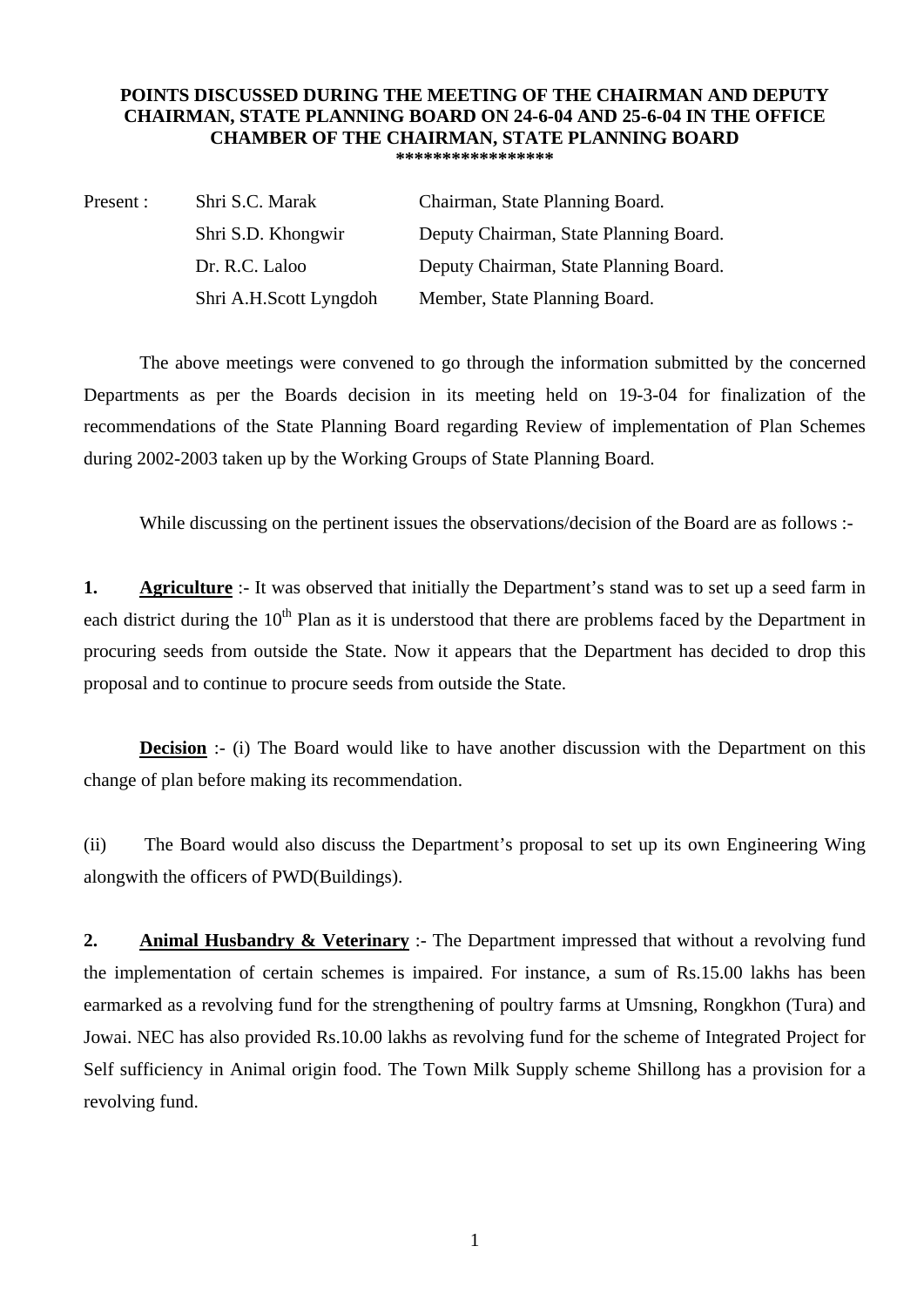# POINTS DISCUSSED DURING THE MEETING OF THE CHAIRMAN AND DEPUTY CHAIRMAN, STATE PLANNING BOARD ON 24-6-04 AND 25-6-04 IN THE OFFICE CHAMBER OF THE CHAIRMAN, STATE PLANNING BOARD

****************

| Present : | Shri S.C. Marak | Chairman, State Planning Board. |
|---|---|---|
| | Shri S.D. Khongwir | Deputy Chairman, State Planning Board. |
| | Dr. R.C. Laloo | Deputy Chairman, State Planning Board. |
| | Shri A.H.Scott Lyngdoh | Member, State Planning Board. |

The above meetings were convened to go through the information submitted by the concerned Departments as per the Boards decision in its meeting held on 19-3-04 for finalization of the recommendations of the State Planning Board regarding Review of implementation of Plan Schemes during 2002-2003 taken up by the Working Groups of State Planning Board.

While discussing on the pertinent issues the observations/decision of the Board are as follows :-

**1.** **Agriculture** :- It was observed that initially the Department's stand was to set up a seed farm in each district during the 10th Plan as it is understood that there are problems faced by the Department in procuring seeds from outside the State. Now it appears that the Department has decided to drop this proposal and to continue to procure seeds from outside the State.

**Decision** :- (i) The Board would like to have another discussion with the Department on this change of plan before making its recommendation.

(ii) The Board would also discuss the Department's proposal to set up its own Engineering Wing alongwith the officers of PWD(Buildings).

**2.** **Animal Husbandry & Veterinary** :- The Department impressed that without a revolving fund the implementation of certain schemes is impaired. For instance, a sum of Rs.15.00 lakhs has been earmarked as a revolving fund for the strengthening of poultry farms at Umsning, Rongkhon (Tura) and Jowai. NEC has also provided Rs.10.00 lakhs as revolving fund for the scheme of Integrated Project for Self sufficiency in Animal origin food. The Town Milk Supply scheme Shillong has a provision for a revolving fund.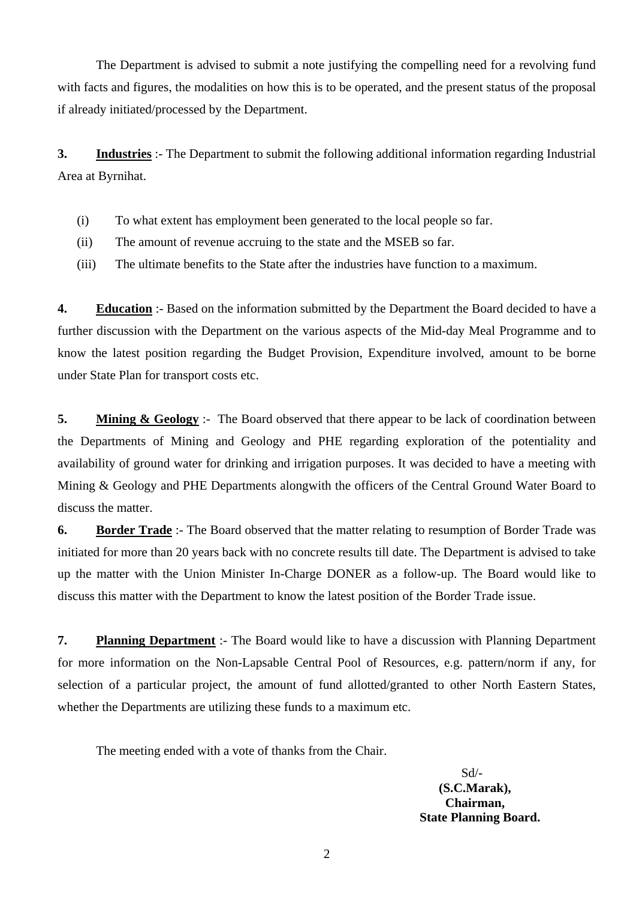The Department is advised to submit a note justifying the compelling need for a revolving fund with facts and figures, the modalities on how this is to be operated, and the present status of the proposal if already initiated/processed by the Department.

**3.** **Industries** :- The Department to submit the following additional information regarding Industrial Area at Byrnihat.

(i) To what extent has employment been generated to the local people so far.

(ii) The amount of revenue accruing to the state and the MSEB so far.

(iii) The ultimate benefits to the State after the industries have function to a maximum.

**4.** **Education** :- Based on the information submitted by the Department the Board decided to have a further discussion with the Department on the various aspects of the Mid-day Meal Programme and to know the latest position regarding the Budget Provision, Expenditure involved, amount to be borne under State Plan for transport costs etc.

**5.** **Mining & Geology** :- The Board observed that there appear to be lack of coordination between the Departments of Mining and Geology and PHE regarding exploration of the potentiality and availability of ground water for drinking and irrigation purposes. It was decided to have a meeting with Mining & Geology and PHE Departments alongwith the officers of the Central Ground Water Board to discuss the matter.

**6.** **Border Trade** :- The Board observed that the matter relating to resumption of Border Trade was initiated for more than 20 years back with no concrete results till date. The Department is advised to take up the matter with the Union Minister In-Charge DONER as a follow-up. The Board would like to discuss this matter with the Department to know the latest position of the Border Trade issue.

**7.** **Planning Department** :- The Board would like to have a discussion with Planning Department for more information on the Non-Lapsable Central Pool of Resources, e.g. pattern/norm if any, for selection of a particular project, the amount of fund allotted/granted to other North Eastern States, whether the Departments are utilizing these funds to a maximum etc.

The meeting ended with a vote of thanks from the Chair.

Sd/-
**(S.C.Marak),**
**Chairman,**
**State Planning Board.**